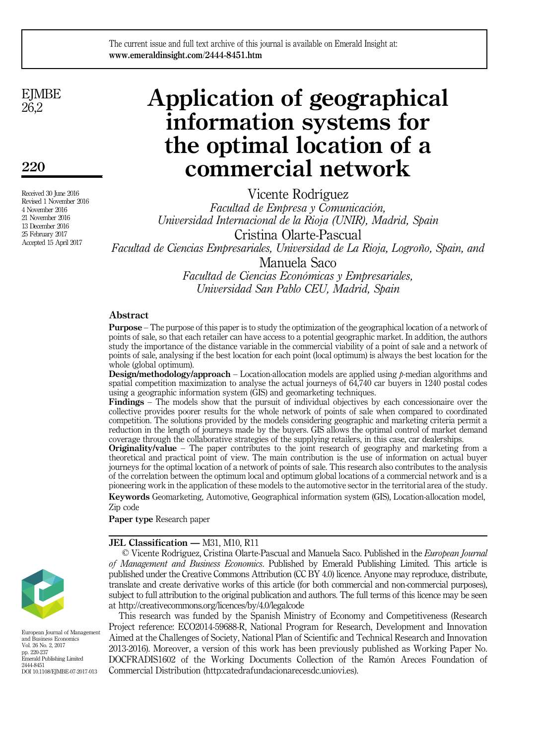The current issue and full text archive of this journal is available on Emerald Insight at: **www.emeraldinsight.com/2444-8451.htm**

# Application of geographical information systems for the optimal location of a commercial network

Vicente Rodríguez
*Facultad de Empresa y Comunicación, Universidad Internacional de la Rioja (UNIR), Madrid, Spain*

Cristina Olarte-Pascual
*Facultad de Ciencias Empresariales, Universidad de La Rioja, Logroño, Spain, and*

Manuela Saco
*Facultad de Ciencias Económicas y Empresariales, Universidad San Pablo CEU, Madrid, Spain*

Received 30 June 2016
Revised 1 November 2016
4 November 2016
21 November 2016
13 December 2016
25 February 2017
Accepted 15 April 2017

## Abstract

**Purpose** – The purpose of this paper is to study the optimization of the geographical location of a network of points of sale, so that each retailer can have access to a potential geographic market. In addition, the authors study the importance of the distance variable in the commercial viability of a point of sale and a network of points of sale, analysing if the best location for each point (local optimum) is always the best location for the whole (global optimum).

**Design/methodology/approach** – Location-allocation models are applied using *p*-median algorithms and spatial competition maximization to analyse the actual journeys of 64,740 car buyers in 1240 postal codes using a geographic information system (GIS) and geomarketing techniques.

**Findings** – The models show that the pursuit of individual objectives by each concessionaire over the collective provides poorer results for the whole network of points of sale when compared to coordinated competition. The solutions provided by the models considering geographic and marketing criteria permit a reduction in the length of journeys made by the buyers. GIS allows the optimal control of market demand coverage through the collaborative strategies of the supplying retailers, in this case, car dealerships.

**Originality/value** – The paper contributes to the joint research of geography and marketing from a theoretical and practical point of view. The main contribution is the use of information on actual buyer journeys for the optimal location of a network of points of sale. This research also contributes to the analysis of the correlation between the optimum local and optimum global locations of a commercial network and is a pioneering work in the application of these models to the automotive sector in the territorial area of the study.

**Keywords** Geomarketing, Automotive, Geographical information system (GIS), Location-allocation model, Zip code

**Paper type** Research paper

**JEL Classification — M31, M10, R11**

© Vicente Rodríguez, Cristina Olarte-Pascual and Manuela Saco. Published in the *European Journal of Management and Business Economics*. Published by Emerald Publishing Limited. This article is published under the Creative Commons Attribution (CC BY 4.0) licence. Anyone may reproduce, distribute, translate and create derivative works of this article (for both commercial and non-commercial purposes), subject to full attribution to the original publication and authors. The full terms of this licence may be seen at http://creativecommons.org/licences/by/4.0/legalcode

This research was funded by the Spanish Ministry of Economy and Competitiveness (Research Project reference: ECO2014-59688-R, National Program for Research, Development and Innovation Aimed at the Challenges of Society, National Plan of Scientific and Technical Research and Innovation 2013-2016). Moreover, a version of this work has been previously published as Working Paper No. DOCFRADIS1602 of the Working Documents Collection of the Ramón Areces Foundation of Commercial Distribution (http:catedrafundacionarecesdc.uniovi.es).

European Journal of Management and Business Economics
Vol. 26 No. 2, 2017
pp. 220-237
Emerald Publishing Limited
2444-8451
DOI 10.1108/EJMBE-07-2017-013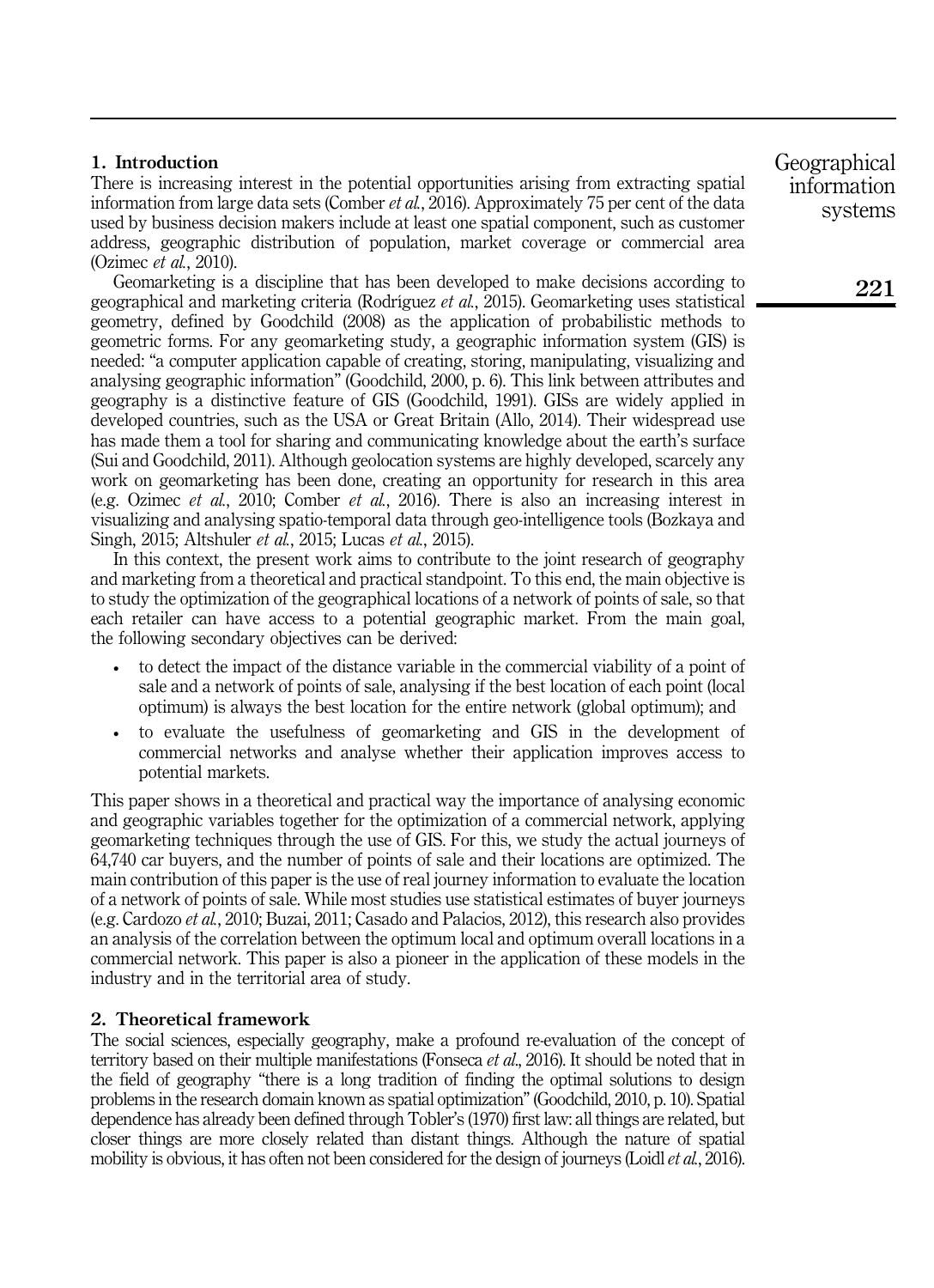## 1. Introduction

There is increasing interest in the potential opportunities arising from extracting spatial information from large data sets (Comber *et al.*, 2016). Approximately 75 per cent of the data used by business decision makers include at least one spatial component, such as customer address, geographic distribution of population, market coverage or commercial area (Ozimec *et al.*, 2010).

Geomarketing is a discipline that has been developed to make decisions according to geographical and marketing criteria (Rodríguez *et al.*, 2015). Geomarketing uses statistical geometry, defined by Goodchild (2008) as the application of probabilistic methods to geometric forms. For any geomarketing study, a geographic information system (GIS) is needed: "a computer application capable of creating, storing, manipulating, visualizing and analysing geographic information" (Goodchild, 2000, p. 6). This link between attributes and geography is a distinctive feature of GIS (Goodchild, 1991). GISs are widely applied in developed countries, such as the USA or Great Britain (Allo, 2014). Their widespread use has made them a tool for sharing and communicating knowledge about the earth's surface (Sui and Goodchild, 2011). Although geolocation systems are highly developed, scarcely any work on geomarketing has been done, creating an opportunity for research in this area (e.g. Ozimec *et al.*, 2010; Comber *et al.*, 2016). There is also an increasing interest in visualizing and analysing spatio-temporal data through geo-intelligence tools (Bozkaya and Singh, 2015; Altshuler *et al.*, 2015; Lucas *et al.*, 2015).

In this context, the present work aims to contribute to the joint research of geography and marketing from a theoretical and practical standpoint. To this end, the main objective is to study the optimization of the geographical locations of a network of points of sale, so that each retailer can have access to a potential geographic market. From the main goal, the following secondary objectives can be derived:

- to detect the impact of the distance variable in the commercial viability of a point of sale and a network of points of sale, analysing if the best location of each point (local optimum) is always the best location for the entire network (global optimum); and
- to evaluate the usefulness of geomarketing and GIS in the development of commercial networks and analyse whether their application improves access to potential markets.

This paper shows in a theoretical and practical way the importance of analysing economic and geographic variables together for the optimization of a commercial network, applying geomarketing techniques through the use of GIS. For this, we study the actual journeys of 64,740 car buyers, and the number of points of sale and their locations are optimized. The main contribution of this paper is the use of real journey information to evaluate the location of a network of points of sale. While most studies use statistical estimates of buyer journeys (e.g. Cardozo *et al.*, 2010; Buzai, 2011; Casado and Palacios, 2012), this research also provides an analysis of the correlation between the optimum local and optimum overall locations in a commercial network. This paper is also a pioneer in the application of these models in the industry and in the territorial area of study.

## 2. Theoretical framework

The social sciences, especially geography, make a profound re-evaluation of the concept of territory based on their multiple manifestations (Fonseca *et al.*, 2016). It should be noted that in the field of geography "there is a long tradition of finding the optimal solutions to design problems in the research domain known as spatial optimization" (Goodchild, 2010, p. 10). Spatial dependence has already been defined through Tobler's (1970) first law: all things are related, but closer things are more closely related than distant things. Although the nature of spatial mobility is obvious, it has often not been considered for the design of journeys (Loidl *et al.*, 2016).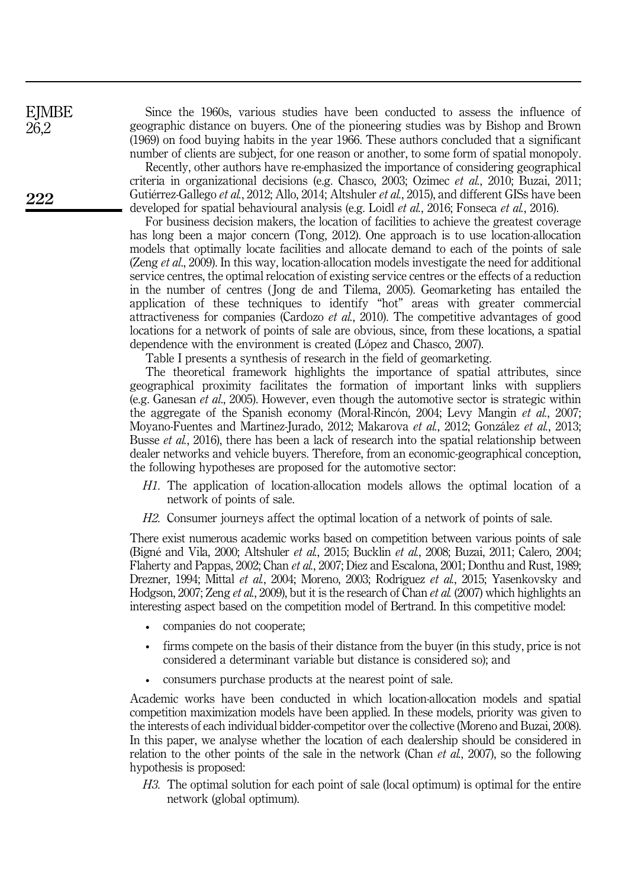Since the 1960s, various studies have been conducted to assess the influence of geographic distance on buyers. One of the pioneering studies was by Bishop and Brown (1969) on food buying habits in the year 1966. These authors concluded that a significant number of clients are subject, for one reason or another, to some form of spatial monopoly.

Recently, other authors have re-emphasized the importance of considering geographical criteria in organizational decisions (e.g. Chasco, 2003; Ozimec *et al.*, 2010; Buzai, 2011; Gutiérrez-Gallego *et al.*, 2012; Allo, 2014; Altshuler *et al.*, 2015), and different GISs have been developed for spatial behavioural analysis (e.g. Loidl *et al.*, 2016; Fonseca *et al.*, 2016).

For business decision makers, the location of facilities to achieve the greatest coverage has long been a major concern (Tong, 2012). One approach is to use location-allocation models that optimally locate facilities and allocate demand to each of the points of sale (Zeng *et al.*, 2009). In this way, location-allocation models investigate the need for additional service centres, the optimal relocation of existing service centres or the effects of a reduction in the number of centres (Jong de and Tilema, 2005). Geomarketing has entailed the application of these techniques to identify "hot" areas with greater commercial attractiveness for companies (Cardozo *et al.*, 2010). The competitive advantages of good locations for a network of points of sale are obvious, since, from these locations, a spatial dependence with the environment is created (López and Chasco, 2007).

Table I presents a synthesis of research in the field of geomarketing.

The theoretical framework highlights the importance of spatial attributes, since geographical proximity facilitates the formation of important links with suppliers (e.g. Ganesan *et al.*, 2005). However, even though the automotive sector is strategic within the aggregate of the Spanish economy (Moral-Rincón, 2004; Levy Mangin *et al.*, 2007; Moyano-Fuentes and Martínez-Jurado, 2012; Makarova *et al.*, 2012; González *et al.*, 2013; Busse *et al.*, 2016), there has been a lack of research into the spatial relationship between dealer networks and vehicle buyers. Therefore, from an economic-geographical conception, the following hypotheses are proposed for the automotive sector:

*H1*. The application of location-allocation models allows the optimal location of a network of points of sale.

*H2*. Consumer journeys affect the optimal location of a network of points of sale.

There exist numerous academic works based on competition between various points of sale (Bigné and Vila, 2000; Altshuler *et al.*, 2015; Bucklin *et al.*, 2008; Buzai, 2011; Calero, 2004; Flaherty and Pappas, 2002; Chan *et al.*, 2007; Díez and Escalona, 2001; Donthu and Rust, 1989; Drezner, 1994; Mittal *et al.*, 2004; Moreno, 2003; Rodríguez *et al.*, 2015; Yasenkovsky and Hodgson, 2007; Zeng *et al.*, 2009), but it is the research of Chan *et al.* (2007) which highlights an interesting aspect based on the competition model of Bertrand. In this competitive model:

- companies do not cooperate;
- firms compete on the basis of their distance from the buyer (in this study, price is not considered a determinant variable but distance is considered so); and
- consumers purchase products at the nearest point of sale.

Academic works have been conducted in which location-allocation models and spatial competition maximization models have been applied. In these models, priority was given to the interests of each individual bidder-competitor over the collective (Moreno and Buzai, 2008). In this paper, we analyse whether the location of each dealership should be considered in relation to the other points of the sale in the network (Chan *et al.*, 2007), so the following hypothesis is proposed:

*H3*. The optimal solution for each point of sale (local optimum) is optimal for the entire network (global optimum).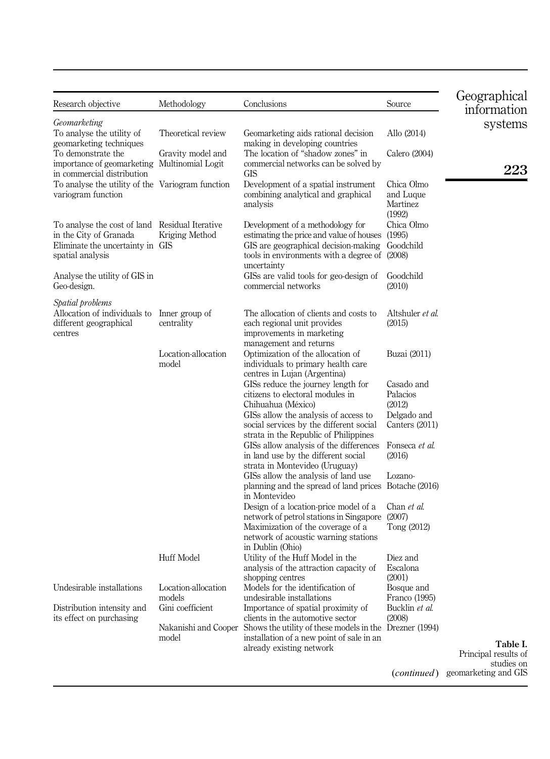| Research objective | Methodology | Conclusions | Source |
|---|---|---|---|
| *Geomarketing* | | | |
| To analyse the utility of geomarketing techniques | Theoretical review | Geomarketing aids rational decision making in developing countries | Allo (2014) |
| To demonstrate the importance of geomarketing in commercial distribution | Gravity model and Multinomial Logit | The location of "shadow zones" in commercial networks can be solved by GIS | Calero (2004) |
| To analyse the utility of the variogram function | Variogram function | Development of a spatial instrument combining analytical and graphical analysis | Chica Olmo and Luque Martínez (1992) |
| To analyse the cost of land in the City of Granada | Residual Iterative Kriging Method | Development of a methodology for estimating the price and value of houses | Chica Olmo (1995) |
| Eliminate the uncertainty in spatial analysis | GIS | GIS are geographical decision-making tools in environments with a degree of uncertainty | Goodchild (2008) |
| Analyse the utility of GIS in Geo-design. | | GISs are valid tools for geo-design of commercial networks | Goodchild (2010) |
| *Spatial problems* | | | |
| Allocation of individuals to different geographical centres | Inner group of centrality | The allocation of clients and costs to each regional unit provides improvements in marketing management and returns | Altshuler *et al.* (2015) |
| | Location-allocation model | Optimization of the allocation of individuals to primary health care centres in Lujan (Argentina) | Buzai (2011) |
| | | GISs reduce the journey length for citizens to electoral modules in Chihuahua (México) | Casado and Palacios (2012) |
| | | GISs allow the analysis of access to social services by the different social strata in the Republic of Philippines | Delgado and Canters (2011) |
| | | GISs allow analysis of the differences in land use by the different social strata in Montevideo (Uruguay) | Fonseca *et al.* (2016) |
| | | GISs allow the analysis of land use planning and the spread of land prices in Montevideo | Lozano-Botache (2016) |
| | | Design of a location-price model of a network of petrol stations in Singapore | Chan *et al.* (2007) |
| | | Maximization of the coverage of a network of acoustic warning stations in Dublin (Ohio) | Tong (2012) |
| | Huff Model | Utility of the Huff Model in the analysis of the attraction capacity of shopping centres | Díez and Escalona (2001) |
| Undesirable installations | Location-allocation models | Models for the identification of undesirable installations | Bosque and Franco (1995) |
| Distribution intensity and its effect on purchasing | Gini coefficient | Importance of spatial proximity of clients in the automotive sector | Bucklin *et al.* (2008) |
| | Nakanishi and Cooper model | Shows the utility of these models in the installation of a new point of sale in an already existing network | Drezner (1994) |

(*continued*)

**Table I.** Principal results of studies on geomarketing and GIS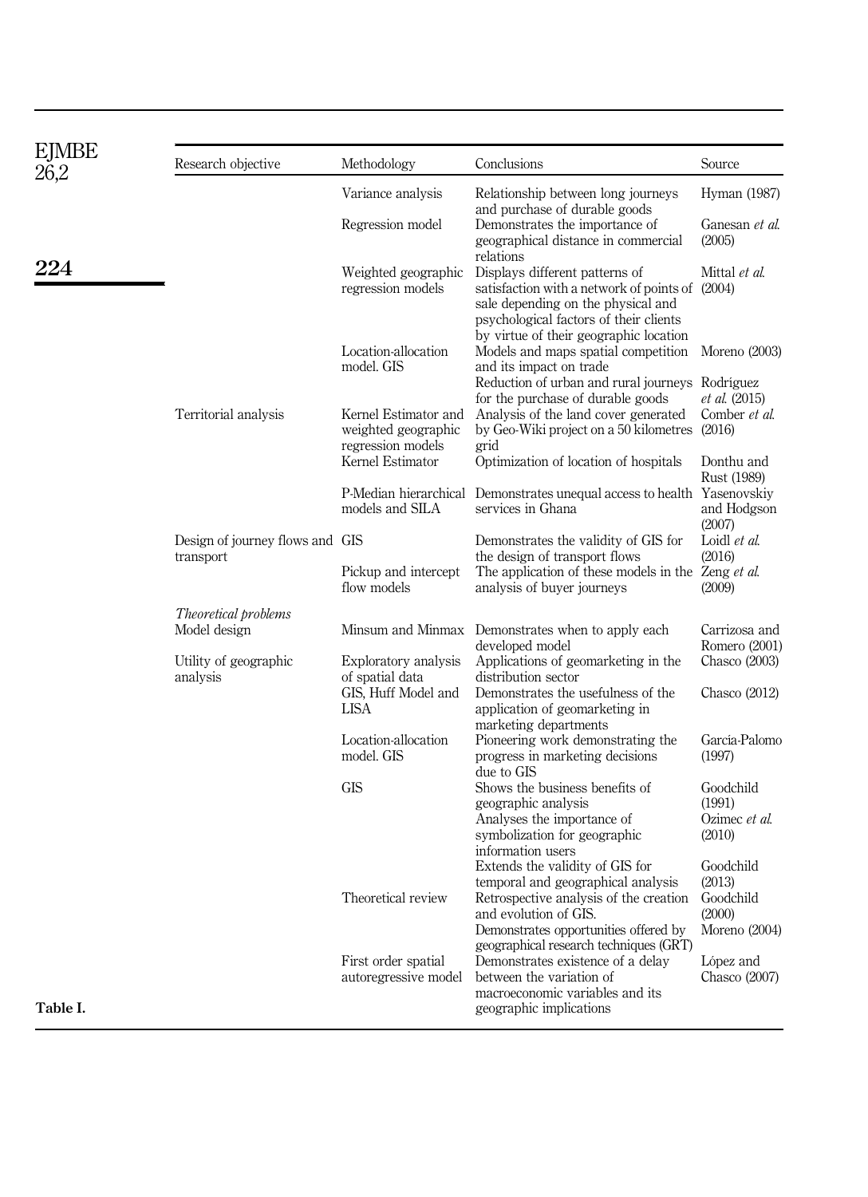| Research objective | Methodology | Conclusions | Source |
|---|---|---|---|
| | Variance analysis | Relationship between long journeys and purchase of durable goods | Hyman (1987) |
| | Regression model | Demonstrates the importance of geographical distance in commercial relations | Ganesan *et al.* (2005) |
| | Weighted geographic regression models | Displays different patterns of satisfaction with a network of points of sale depending on the physical and psychological factors of their clients by virtue of their geographic location | Mittal *et al.* (2004) |
| | Location-allocation model. GIS | Models and maps spatial competition and its impact on trade | Moreno (2003) |
| | | Reduction of urban and rural journeys for the purchase of durable goods | Rodríguez *et al.* (2015) |
| Territorial analysis | Kernel Estimator and weighted geographic regression models | Analysis of the land cover generated by Geo-Wiki project on a 50 kilometres grid | Comber *et al.* (2016) |
| | Kernel Estimator | Optimization of location of hospitals | Donthu and Rust (1989) |
| | P-Median hierarchical models and SILA | Demonstrates unequal access to health services in Ghana | Yasenovskiy and Hodgson (2007) |
| Design of journey flows and transport | GIS | Demonstrates the validity of GIS for the design of transport flows | Loidl *et al.* (2016) |
| | Pickup and intercept flow models | The application of these models in the analysis of buyer journeys | Zeng *et al.* (2009) |
| *Theoretical problems* | | | |
| Model design | Minsum and Minmax | Demonstrates when to apply each developed model | Carrizosa and Romero (2001) |
| Utility of geographic analysis | Exploratory analysis of spatial data | Applications of geomarketing in the distribution sector | Chasco (2003) |
| | GIS, Huff Model and LISA | Demonstrates the usefulness of the application of geomarketing in marketing departments | Chasco (2012) |
| | Location-allocation model. GIS | Pioneering work demonstrating the progress in marketing decisions due to GIS | García-Palomo (1997) |
| | GIS | Shows the business benefits of geographic analysis | Goodchild (1991) |
| | | Analyses the importance of symbolization for geographic information users | Ozimec *et al.* (2010) |
| | | Extends the validity of GIS for temporal and geographical analysis | Goodchild (2013) |
| | Theoretical review | Retrospective analysis of the creation and evolution of GIS. | Goodchild (2000) |
| | | Demonstrates opportunities offered by geographical research techniques (GRT) | Moreno (2004) |
| | First order spatial autoregressive model | Demonstrates existence of a delay between the variation of macroeconomic variables and its geographic implications | López and Chasco (2007) |

**Table I.**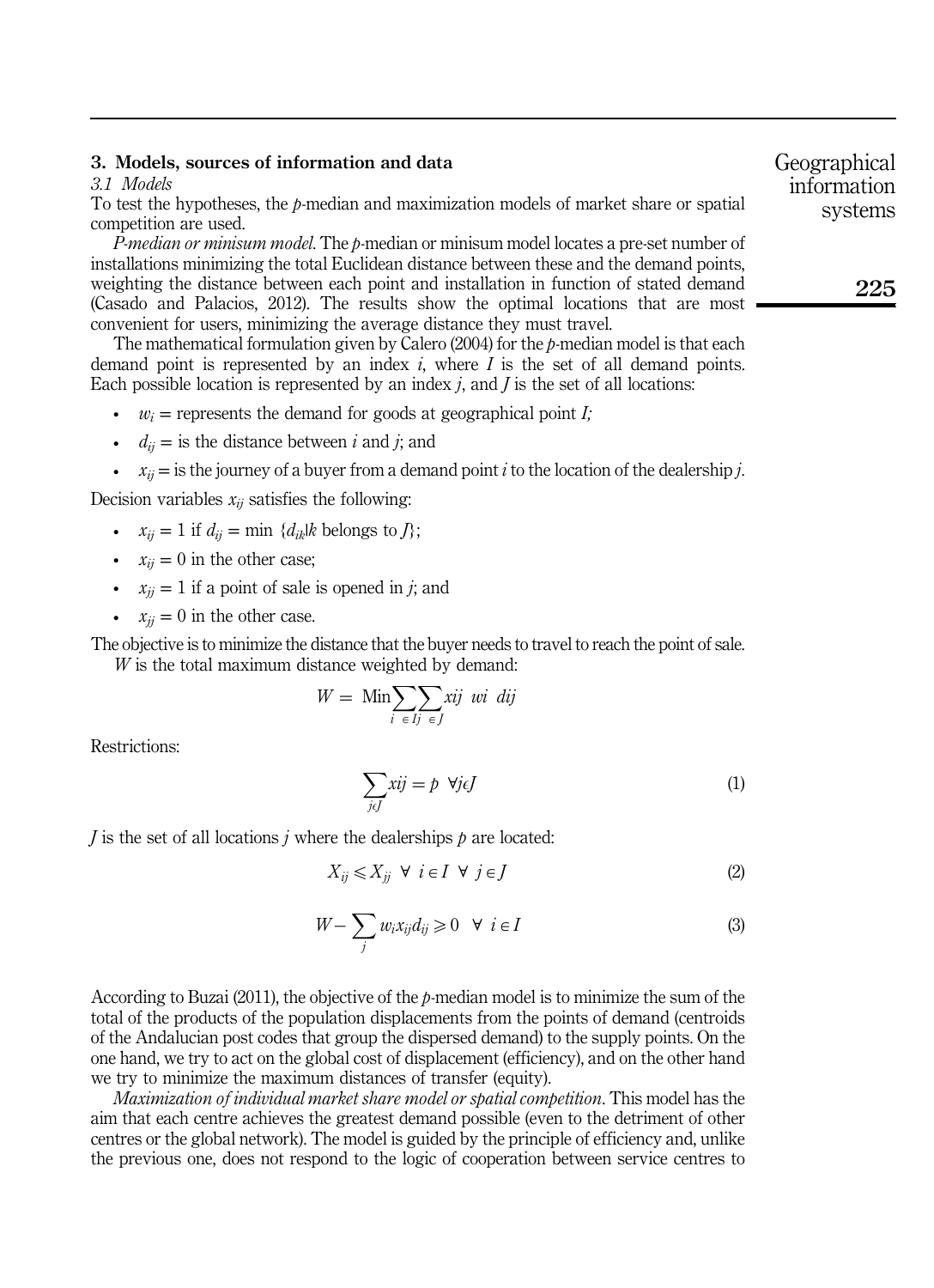## 3. Models, sources of information and data

### 3.1 Models

To test the hypotheses, the *p*-median and maximization models of market share or spatial competition are used.

*P-median or minisum model.* The *p*-median or minisum model locates a pre-set number of installations minimizing the total Euclidean distance between these and the demand points, weighting the distance between each point and installation in function of stated demand (Casado and Palacios, 2012). The results show the optimal locations that are most convenient for users, minimizing the average distance they must travel.

The mathematical formulation given by Calero (2004) for the *p*-median model is that each demand point is represented by an index $i$, where $I$ is the set of all demand points. Each possible location is represented by an index $j$, and $J$ is the set of all locations:

- $w_i$ = represents the demand for goods at geographical point $I$;
- $d_{ij}$ = is the distance between $i$ and $j$; and
- $x_{ij}$ = is the journey of a buyer from a demand point $i$ to the location of the dealership $j$.

Decision variables $x_{ij}$ satisfies the following:

- $x_{ij} = 1$ if $d_{ij} = \min \{d_{ik} | k \text{ belongs to } J\}$;
- $x_{ij} = 0$ in the other case;
- $x_{jj} = 1$ if a point of sale is opened in $j$; and
- $x_{jj} = 0$ in the other case.

The objective is to minimize the distance that the buyer needs to travel to reach the point of sale.

$W$ is the total maximum distance weighted by demand:

$$W = \text{Min} \sum_{i \in I} \sum_{j \in J} xij \;\; wi \;\; dij$$

Restrictions:

$$\sum_{j \epsilon J} xij = p \quad \forall j \epsilon J \tag{1}$$

$J$ is the set of all locations $j$ where the dealerships $p$ are located:

$$X_{ij} \leqslant X_{jj} \;\; \forall \;\; i \in I \;\; \forall \;\; j \in J \tag{2}$$

$$W - \sum_{j} w_i x_{ij} d_{ij} \geqslant 0 \quad \forall \;\; i \in I \tag{3}$$

According to Buzai (2011), the objective of the *p*-median model is to minimize the sum of the total of the products of the population displacements from the points of demand (centroids of the Andalucian post codes that group the dispersed demand) to the supply points. On the one hand, we try to act on the global cost of displacement (efficiency), and on the other hand we try to minimize the maximum distances of transfer (equity).

*Maximization of individual market share model or spatial competition.* This model has the aim that each centre achieves the greatest demand possible (even to the detriment of other centres or the global network). The model is guided by the principle of efficiency and, unlike the previous one, does not respond to the logic of cooperation between service centres to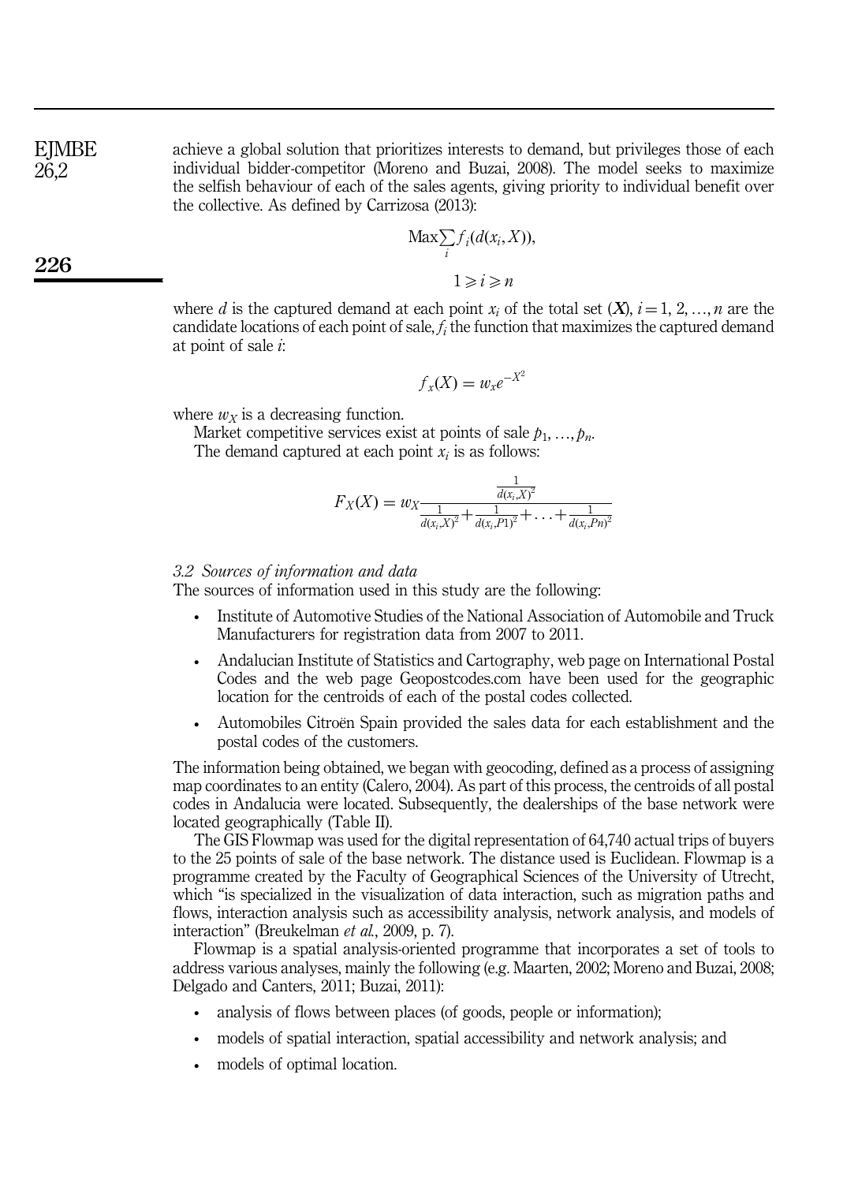achieve a global solution that prioritizes interests to demand, but privileges those of each individual bidder-competitor (Moreno and Buzai, 2008). The model seeks to maximize the selfish behaviour of each of the sales agents, giving priority to individual benefit over the collective. As defined by Carrizosa (2013):

$$\text{Max}\sum_{i} f_i(d(x_i, X)),$$

$$1 \geqslant i \geqslant n$$

where $d$ is the captured demand at each point $x_i$ of the total set ($\boldsymbol{X}$), $i = 1, 2, \ldots, n$ are the candidate locations of each point of sale, $f_i$ the function that maximizes the captured demand at point of sale $i$:

$$f_x(X) = w_x e^{-X^2}$$

where $w_X$ is a decreasing function.

Market competitive services exist at points of sale $p_1, \ldots, p_n$.

The demand captured at each point $x_i$ is as follows:

$$F_X(X) = w_X \frac{\frac{1}{d(x_i, X)^2}}{\frac{1}{d(x_i, X)^2} + \frac{1}{d(x_i, P1)^2} + \ldots + \frac{1}{d(x_i, Pn)^2}}$$

### *3.2 Sources of information and data*

The sources of information used in this study are the following:

- Institute of Automotive Studies of the National Association of Automobile and Truck Manufacturers for registration data from 2007 to 2011.
- Andalucian Institute of Statistics and Cartography, web page on International Postal Codes and the web page Geopostcodes.com have been used for the geographic location for the centroids of each of the postal codes collected.
- Automobiles Citroën Spain provided the sales data for each establishment and the postal codes of the customers.

The information being obtained, we began with geocoding, defined as a process of assigning map coordinates to an entity (Calero, 2004). As part of this process, the centroids of all postal codes in Andalucia were located. Subsequently, the dealerships of the base network were located geographically (Table II).

The GIS Flowmap was used for the digital representation of 64,740 actual trips of buyers to the 25 points of sale of the base network. The distance used is Euclidean. Flowmap is a programme created by the Faculty of Geographical Sciences of the University of Utrecht, which "is specialized in the visualization of data interaction, such as migration paths and flows, interaction analysis such as accessibility analysis, network analysis, and models of interaction" (Breukelman *et al.*, 2009, p. 7).

Flowmap is a spatial analysis-oriented programme that incorporates a set of tools to address various analyses, mainly the following (e.g. Maarten, 2002; Moreno and Buzai, 2008; Delgado and Canters, 2011; Buzai, 2011):

- analysis of flows between places (of goods, people or information);
- models of spatial interaction, spatial accessibility and network analysis; and
- models of optimal location.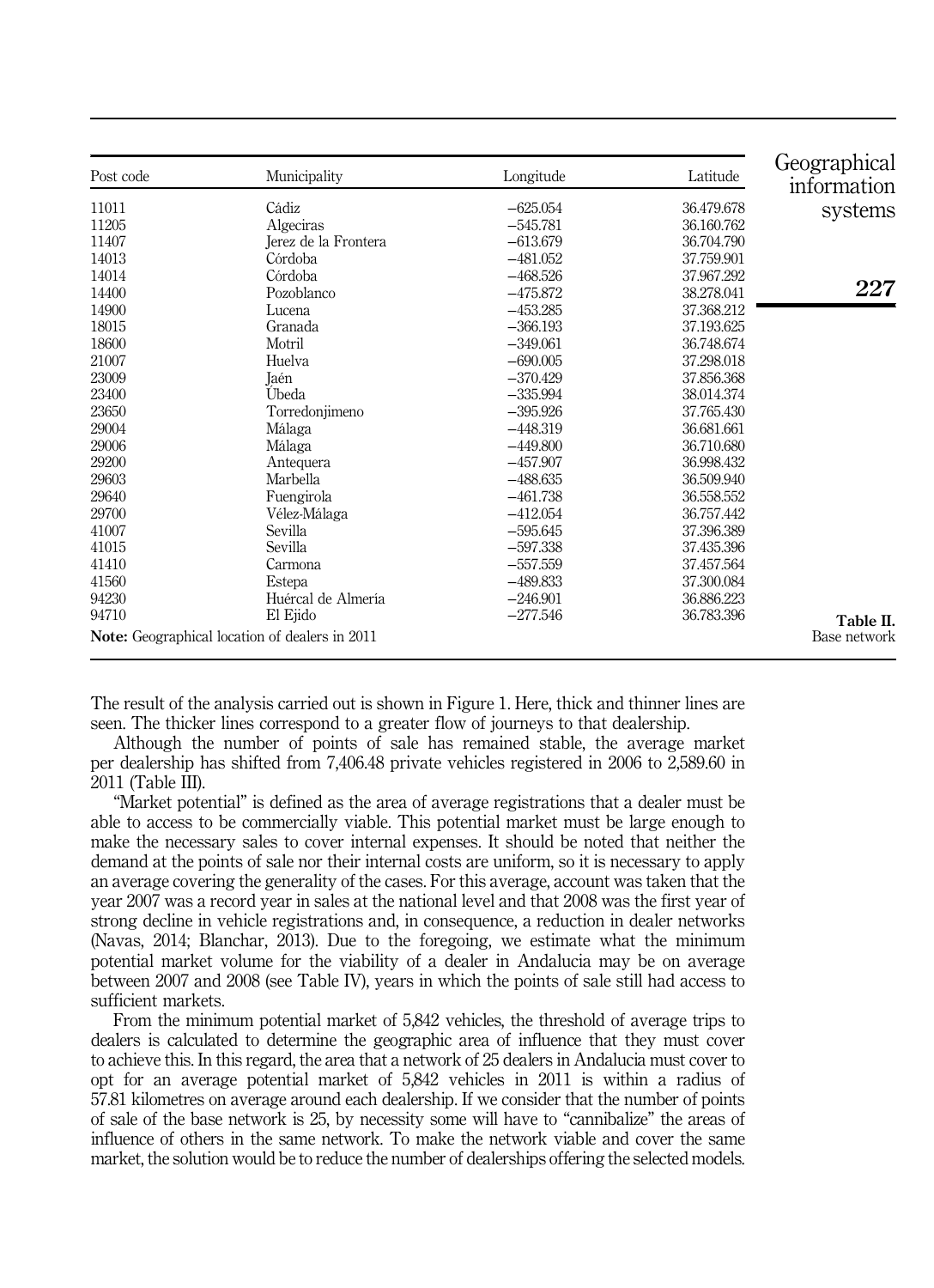| Post code | Municipality | Longitude | Latitude |
| --- | --- | --- | --- |
| 11011 | Cádiz | −625.054 | 36.479.678 |
| 11205 | Algeciras | −545.781 | 36.160.762 |
| 11407 | Jerez de la Frontera | −613.679 | 36.704.790 |
| 14013 | Córdoba | −481.052 | 37.759.901 |
| 14014 | Córdoba | −468.526 | 37.967.292 |
| 14400 | Pozoblanco | −475.872 | 38.278.041 |
| 14900 | Lucena | −453.285 | 37.368.212 |
| 18015 | Granada | −366.193 | 37.193.625 |
| 18600 | Motril | −349.061 | 36.748.674 |
| 21007 | Huelva | −690.005 | 37.298.018 |
| 23009 | Jaén | −370.429 | 37.856.368 |
| 23400 | Úbeda | −335.994 | 38.014.374 |
| 23650 | Torredonjimeno | −395.926 | 37.765.430 |
| 29004 | Málaga | −448.319 | 36.681.661 |
| 29006 | Málaga | −449.800 | 36.710.680 |
| 29200 | Antequera | −457.907 | 36.998.432 |
| 29603 | Marbella | −488.635 | 36.509.940 |
| 29640 | Fuengirola | −461.738 | 36.558.552 |
| 29700 | Vélez-Málaga | −412.054 | 36.757.442 |
| 41007 | Sevilla | −595.645 | 37.396.389 |
| 41015 | Sevilla | −597.338 | 37.435.396 |
| 41410 | Carmona | −557.559 | 37.457.564 |
| 41560 | Estepa | −489.833 | 37.300.084 |
| 94230 | Huércal de Almería | −246.901 | 36.886.223 |
| 94710 | El Ejido | −277.546 | 36.783.396 |

**Note:** Geographical location of dealers in 2011

**Table II.** Base network

The result of the analysis carried out is shown in Figure 1. Here, thick and thinner lines are seen. The thicker lines correspond to a greater flow of journeys to that dealership.

Although the number of points of sale has remained stable, the average market per dealership has shifted from 7,406.48 private vehicles registered in 2006 to 2,589.60 in 2011 (Table III).

"Market potential" is defined as the area of average registrations that a dealer must be able to access to be commercially viable. This potential market must be large enough to make the necessary sales to cover internal expenses. It should be noted that neither the demand at the points of sale nor their internal costs are uniform, so it is necessary to apply an average covering the generality of the cases. For this average, account was taken that the year 2007 was a record year in sales at the national level and that 2008 was the first year of strong decline in vehicle registrations and, in consequence, a reduction in dealer networks (Navas, 2014; Blanchar, 2013). Due to the foregoing, we estimate what the minimum potential market volume for the viability of a dealer in Andalucia may be on average between 2007 and 2008 (see Table IV), years in which the points of sale still had access to sufficient markets.

From the minimum potential market of 5,842 vehicles, the threshold of average trips to dealers is calculated to determine the geographic area of influence that they must cover to achieve this. In this regard, the area that a network of 25 dealers in Andalucia must cover to opt for an average potential market of 5,842 vehicles in 2011 is within a radius of 57.81 kilometres on average around each dealership. If we consider that the number of points of sale of the base network is 25, by necessity some will have to "cannibalize" the areas of influence of others in the same network. To make the network viable and cover the same market, the solution would be to reduce the number of dealerships offering the selected models.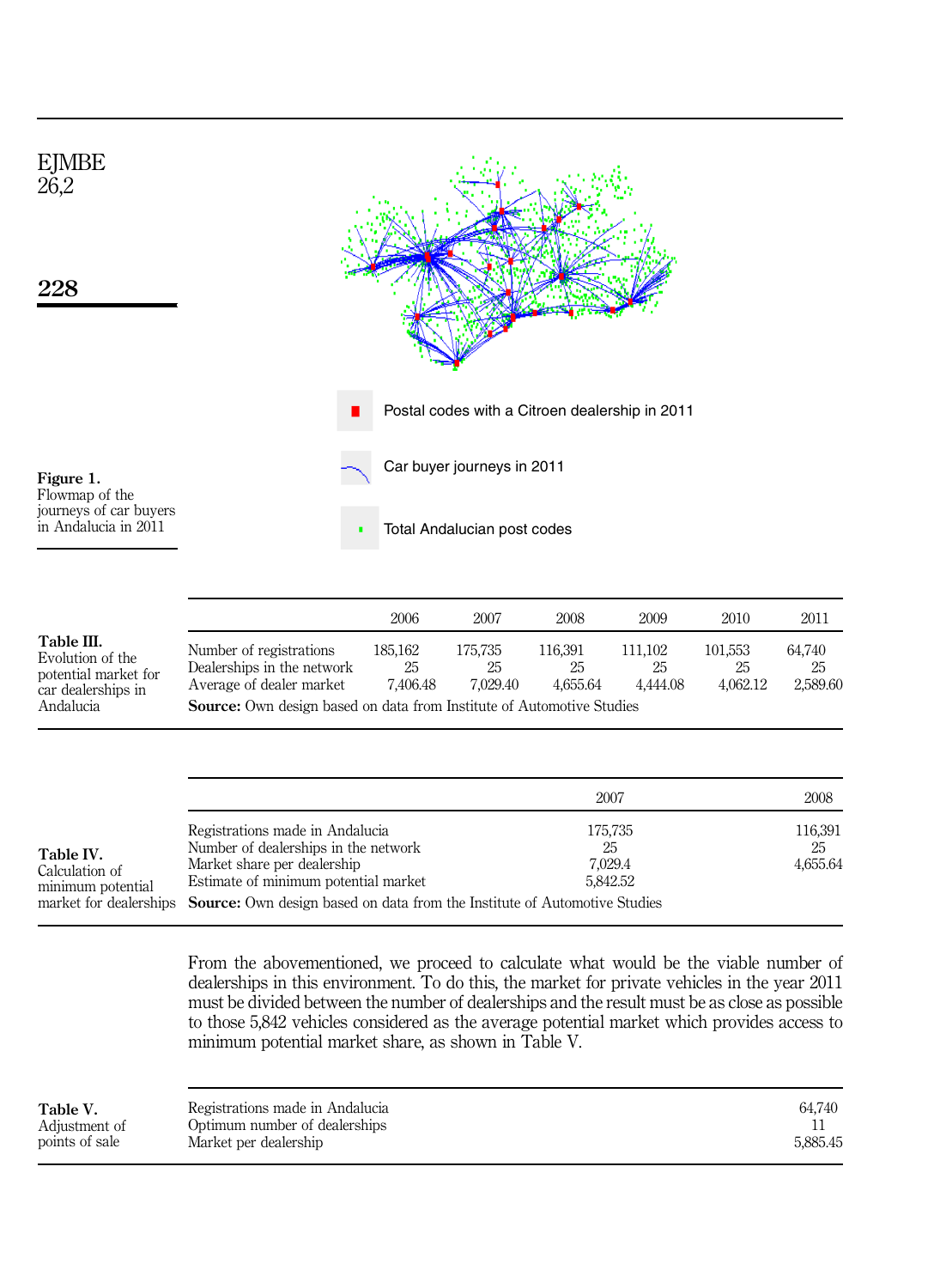Postal codes with a Citroen dealership in 2011

Car buyer journeys in 2011

Total Andalucian post codes

**Figure 1.** Flowmap of the journeys of car buyers in Andalucia in 2011

**Table III.** Evolution of the potential market for car dealerships in Andalucia

| | 2006 | 2007 | 2008 | 2009 | 2010 | 2011 |
|---|---|---|---|---|---|---|
| Number of registrations | 185,162 | 175,735 | 116,391 | 111,102 | 101,553 | 64,740 |
| Dealerships in the network | 25 | 25 | 25 | 25 | 25 | 25 |
| Average of dealer market | 7,406.48 | 7,029.40 | 4,655.64 | 4,444.08 | 4,062.12 | 2,589.60 |

**Source:** Own design based on data from Institute of Automotive Studies

**Table IV.** Calculation of minimum potential market for dealerships

| | 2007 | 2008 |
|---|---|---|
| Registrations made in Andalucia | 175,735 | 116,391 |
| Number of dealerships in the network | 25 | 25 |
| Market share per dealership | 7,029.4 | 4,655.64 |
| Estimate of minimum potential market | 5,842.52 | |

**Source:** Own design based on data from the Institute of Automotive Studies

From the abovementioned, we proceed to calculate what would be the viable number of dealerships in this environment. To do this, the market for private vehicles in the year 2011 must be divided between the number of dealerships and the result must be as close as possible to those 5,842 vehicles considered as the average potential market which provides access to minimum potential market share, as shown in Table V.

**Table V.** Adjustment of points of sale

| | |
|---|---|
| Registrations made in Andalucia | 64,740 |
| Optimum number of dealerships | 11 |
| Market per dealership | 5,885.45 |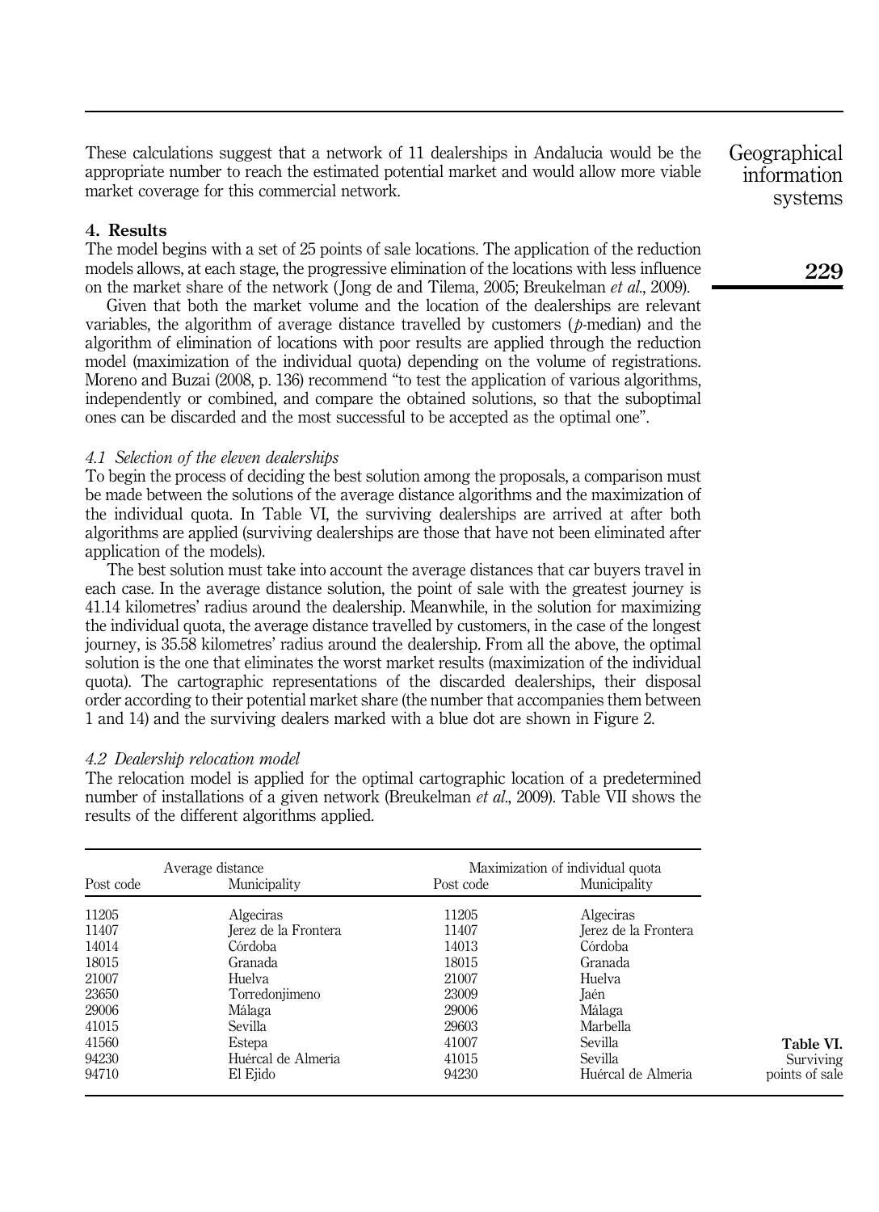These calculations suggest that a network of 11 dealerships in Andalucia would be the appropriate number to reach the estimated potential market and would allow more viable market coverage for this commercial network.

## 4. Results

The model begins with a set of 25 points of sale locations. The application of the reduction models allows, at each stage, the progressive elimination of the locations with less influence on the market share of the network (Jong de and Tilema, 2005; Breukelman *et al.*, 2009).

Given that both the market volume and the location of the dealerships are relevant variables, the algorithm of average distance travelled by customers (*p*-median) and the algorithm of elimination of locations with poor results are applied through the reduction model (maximization of the individual quota) depending on the volume of registrations. Moreno and Buzai (2008, p. 136) recommend "to test the application of various algorithms, independently or combined, and compare the obtained solutions, so that the suboptimal ones can be discarded and the most successful to be accepted as the optimal one".

### *4.1 Selection of the eleven dealerships*

To begin the process of deciding the best solution among the proposals, a comparison must be made between the solutions of the average distance algorithms and the maximization of the individual quota. In Table VI, the surviving dealerships are arrived at after both algorithms are applied (surviving dealerships are those that have not been eliminated after application of the models).

The best solution must take into account the average distances that car buyers travel in each case. In the average distance solution, the point of sale with the greatest journey is 41.14 kilometres' radius around the dealership. Meanwhile, in the solution for maximizing the individual quota, the average distance travelled by customers, in the case of the longest journey, is 35.58 kilometres' radius around the dealership. From all the above, the optimal solution is the one that eliminates the worst market results (maximization of the individual quota). The cartographic representations of the discarded dealerships, their disposal order according to their potential market share (the number that accompanies them between 1 and 14) and the surviving dealers marked with a blue dot are shown in Figure 2.

### *4.2 Dealership relocation model*

The relocation model is applied for the optimal cartographic location of a predetermined number of installations of a given network (Breukelman *et al.*, 2009). Table VII shows the results of the different algorithms applied.

| Average distance | | Maximization of individual quota | |
|---|---|---|---|
| Post code | Municipality | Post code | Municipality |
| 11205 | Algeciras | 11205 | Algeciras |
| 11407 | Jerez de la Frontera | 11407 | Jerez de la Frontera |
| 14014 | Córdoba | 14013 | Córdoba |
| 18015 | Granada | 18015 | Granada |
| 21007 | Huelva | 21007 | Huelva |
| 23650 | Torredonjimeno | 23009 | Jaén |
| 29006 | Málaga | 29006 | Málaga |
| 41015 | Sevilla | 29603 | Marbella |
| 41560 | Estepa | 41007 | Sevilla |
| 94230 | Huércal de Almería | 41015 | Sevilla |
| 94710 | El Ejido | 94230 | Huércal de Almería |

**Table VI.** Surviving points of sale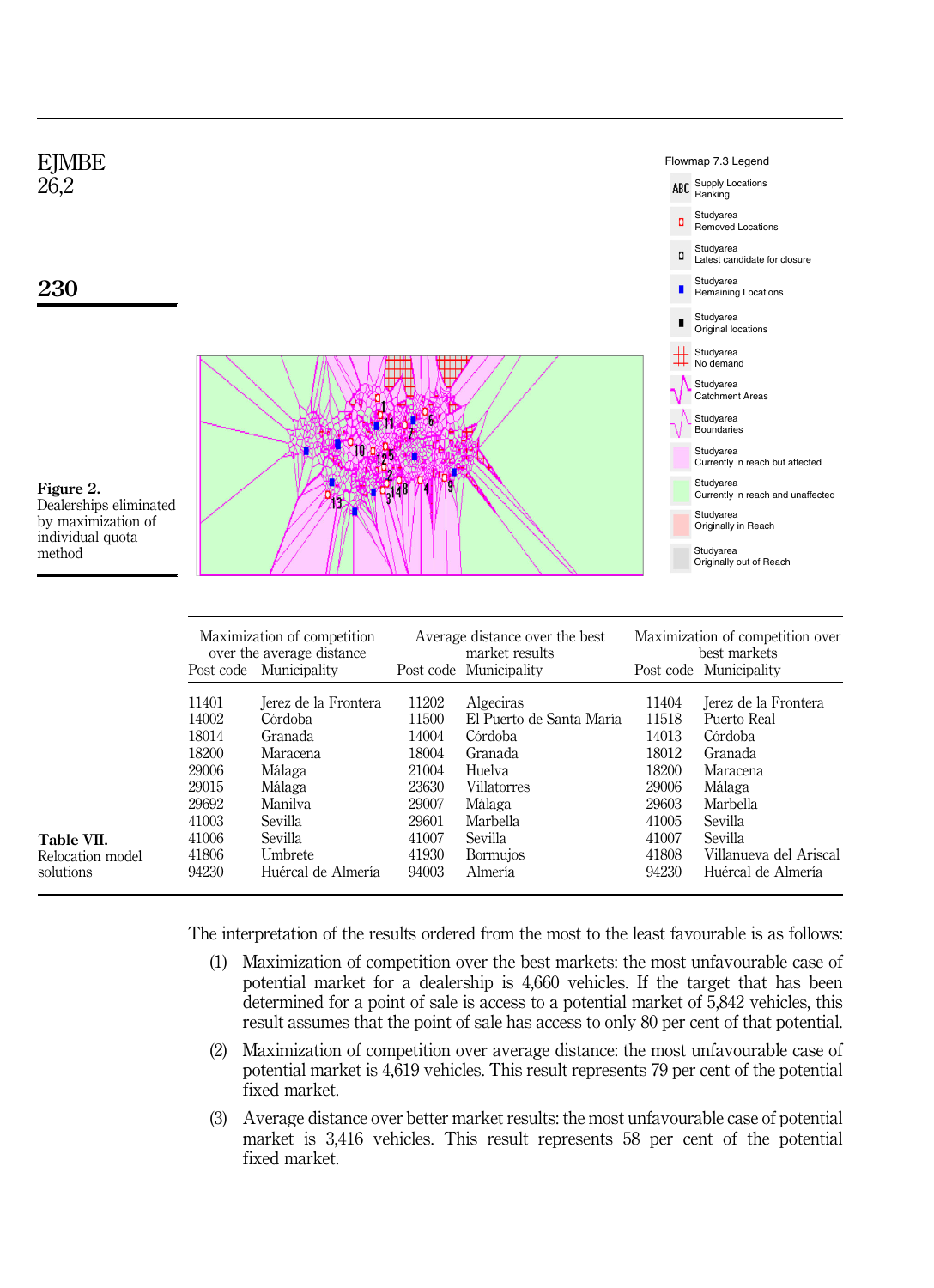Figure 2.
Dealerships eliminated by maximization of individual quota method

Table VII.
Relocation model solutions

| Maximization of competition over the average distance | | Average distance over the best market results | | Maximization of competition over best markets | |
|---|---|---|---|---|---|
| Post code | Municipality | Post code | Municipality | Post code | Municipality |
| 11401 | Jerez de la Frontera | 11202 | Algeciras | 11404 | Jerez de la Frontera |
| 14002 | Córdoba | 11500 | El Puerto de Santa Maria | 11518 | Puerto Real |
| 18014 | Granada | 14004 | Córdoba | 14013 | Córdoba |
| 18200 | Maracena | 18004 | Granada | 18012 | Granada |
| 29006 | Málaga | 21004 | Huelva | 18200 | Maracena |
| 29015 | Málaga | 23630 | Villatorres | 29006 | Málaga |
| 29692 | Manilva | 29007 | Málaga | 29603 | Marbella |
| 41003 | Sevilla | 29601 | Marbella | 41005 | Sevilla |
| 41006 | Sevilla | 41007 | Sevilla | 41007 | Sevilla |
| 41806 | Umbrete | 41930 | Bormujos | 41808 | Villanueva del Ariscal |
| 94230 | Huércal de Almería | 94003 | Almería | 94230 | Huércal de Almería |

The interpretation of the results ordered from the most to the least favourable is as follows:

(1) Maximization of competition over the best markets: the most unfavourable case of potential market for a dealership is 4,660 vehicles. If the target that has been determined for a point of sale is access to a potential market of 5,842 vehicles, this result assumes that the point of sale has access to only 80 per cent of that potential.

(2) Maximization of competition over average distance: the most unfavourable case of potential market is 4,619 vehicles. This result represents 79 per cent of the potential fixed market.

(3) Average distance over better market results: the most unfavourable case of potential market is 3,416 vehicles. This result represents 58 per cent of the potential fixed market.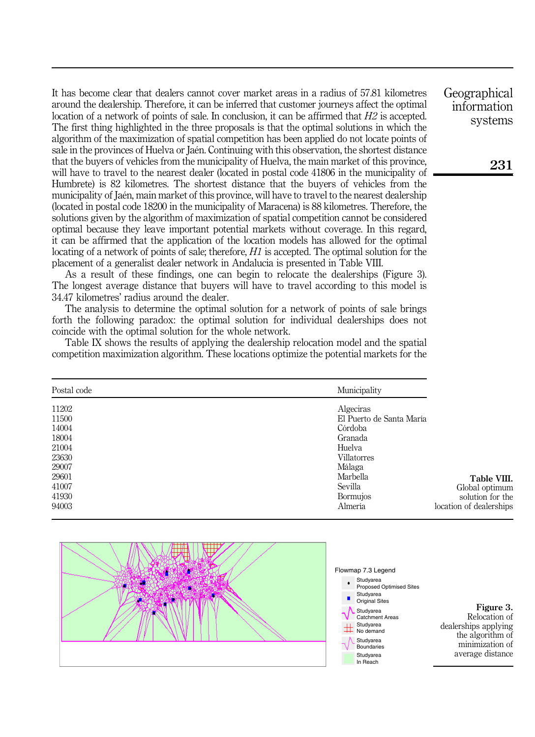It has become clear that dealers cannot cover market areas in a radius of 57.81 kilometres around the dealership. Therefore, it can be inferred that customer journeys affect the optimal location of a network of points of sale. In conclusion, it can be affirmed that *H2* is accepted. The first thing highlighted in the three proposals is that the optimal solutions in which the algorithm of the maximization of spatial competition has been applied do not locate points of sale in the provinces of Huelva or Jaén. Continuing with this observation, the shortest distance that the buyers of vehicles from the municipality of Huelva, the main market of this province, will have to travel to the nearest dealer (located in postal code 41806 in the municipality of Humbrete) is 82 kilometres. The shortest distance that the buyers of vehicles from the municipality of Jaén, main market of this province, will have to travel to the nearest dealership (located in postal code 18200 in the municipality of Maracena) is 88 kilometres. Therefore, the solutions given by the algorithm of maximization of spatial competition cannot be considered optimal because they leave important potential markets without coverage. In this regard, it can be affirmed that the application of the location models has allowed for the optimal locating of a network of points of sale; therefore, *H1* is accepted. The optimal solution for the placement of a generalist dealer network in Andalucia is presented in Table VIII.

As a result of these findings, one can begin to relocate the dealerships (Figure 3). The longest average distance that buyers will have to travel according to this model is 34.47 kilometres' radius around the dealer.

The analysis to determine the optimal solution for a network of points of sale brings forth the following paradox: the optimal solution for individual dealerships does not coincide with the optimal solution for the whole network.

Table IX shows the results of applying the dealership relocation model and the spatial competition maximization algorithm. These locations optimize the potential markets for the

| Postal code | Municipality |
|---|---|
| 11202 | Algeciras |
| 11500 | El Puerto de Santa María |
| 14004 | Córdoba |
| 18004 | Granada |
| 21004 | Huelva |
| 23630 | Villatorres |
| 29007 | Málaga |
| 29601 | Marbella |
| 41007 | Sevilla |
| 41930 | Bormujos |
| 94003 | Almería |

**Table VIII.** Global optimum solution for the location of dealerships

Flowmap 7.3 Legend
- Studyarea Proposed Optimised Sites
- Studyarea Original Sites
- Studyarea Catchment Areas
- Studyarea No demand
- Studyarea Boundaries
- Studyarea In Reach

**Figure 3.** Relocation of dealerships applying the algorithm of minimization of average distance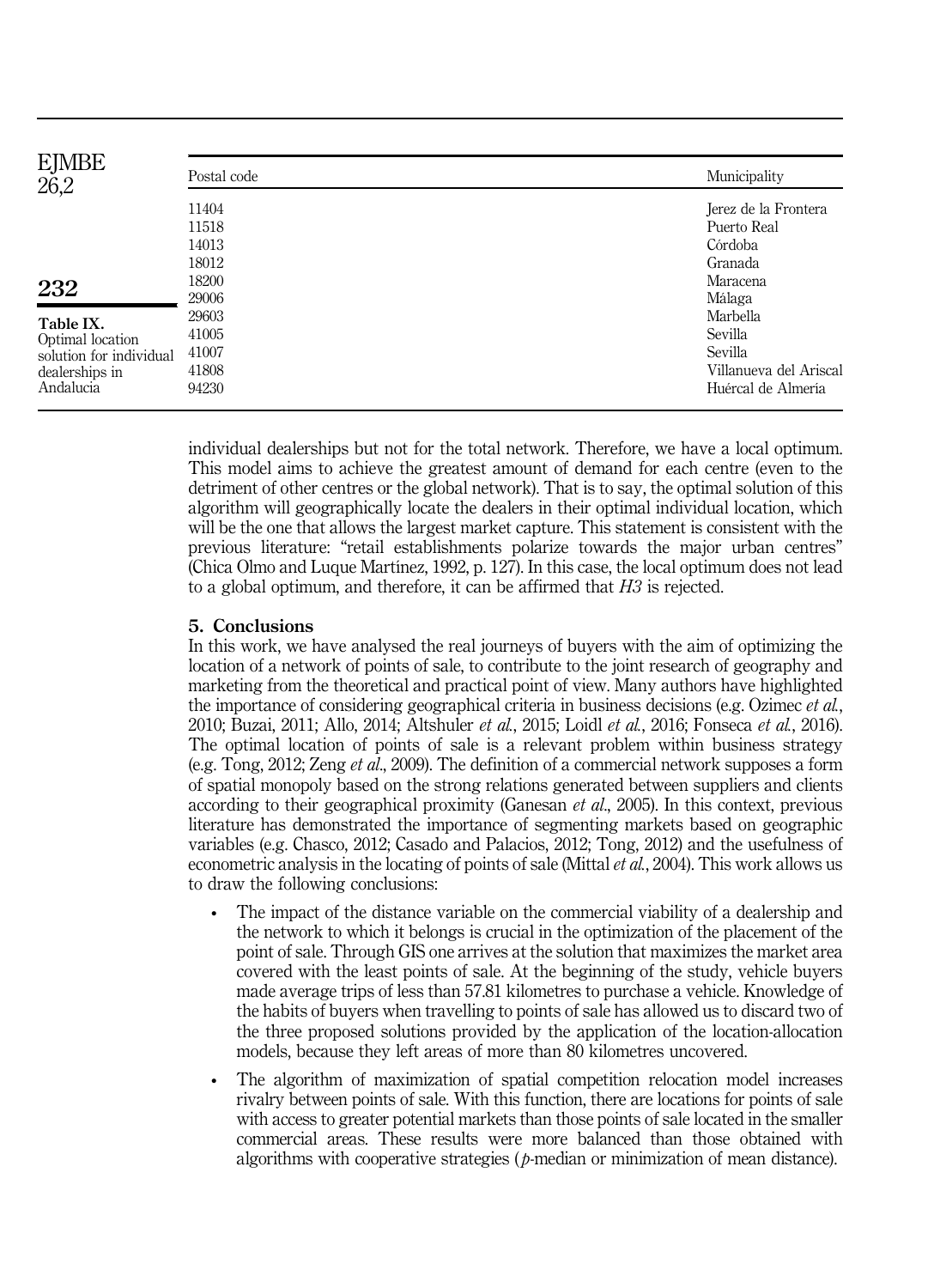**Table IX.** Optimal location solution for individual dealerships in Andalucia

| Postal code | Municipality |
|---|---|
| 11404 | Jerez de la Frontera |
| 11518 | Puerto Real |
| 14013 | Córdoba |
| 18012 | Granada |
| 18200 | Maracena |
| 29006 | Málaga |
| 29603 | Marbella |
| 41005 | Sevilla |
| 41007 | Sevilla |
| 41808 | Villanueva del Ariscal |
| 94230 | Huércal de Almería |

individual dealerships but not for the total network. Therefore, we have a local optimum. This model aims to achieve the greatest amount of demand for each centre (even to the detriment of other centres or the global network). That is to say, the optimal solution of this algorithm will geographically locate the dealers in their optimal individual location, which will be the one that allows the largest market capture. This statement is consistent with the previous literature: "retail establishments polarize towards the major urban centres" (Chica Olmo and Luque Martínez, 1992, p. 127). In this case, the local optimum does not lead to a global optimum, and therefore, it can be affirmed that *H3* is rejected.

## 5. Conclusions

In this work, we have analysed the real journeys of buyers with the aim of optimizing the location of a network of points of sale, to contribute to the joint research of geography and marketing from the theoretical and practical point of view. Many authors have highlighted the importance of considering geographical criteria in business decisions (e.g. Ozimec *et al.*, 2010; Buzai, 2011; Allo, 2014; Altshuler *et al.*, 2015; Loidl *et al.*, 2016; Fonseca *et al.*, 2016). The optimal location of points of sale is a relevant problem within business strategy (e.g. Tong, 2012; Zeng *et al.*, 2009). The definition of a commercial network supposes a form of spatial monopoly based on the strong relations generated between suppliers and clients according to their geographical proximity (Ganesan *et al.*, 2005). In this context, previous literature has demonstrated the importance of segmenting markets based on geographic variables (e.g. Chasco, 2012; Casado and Palacios, 2012; Tong, 2012) and the usefulness of econometric analysis in the locating of points of sale (Mittal *et al.*, 2004). This work allows us to draw the following conclusions:

- The impact of the distance variable on the commercial viability of a dealership and the network to which it belongs is crucial in the optimization of the placement of the point of sale. Through GIS one arrives at the solution that maximizes the market area covered with the least points of sale. At the beginning of the study, vehicle buyers made average trips of less than 57.81 kilometres to purchase a vehicle. Knowledge of the habits of buyers when travelling to points of sale has allowed us to discard two of the three proposed solutions provided by the application of the location-allocation models, because they left areas of more than 80 kilometres uncovered.
- The algorithm of maximization of spatial competition relocation model increases rivalry between points of sale. With this function, there are locations for points of sale with access to greater potential markets than those points of sale located in the smaller commercial areas. These results were more balanced than those obtained with algorithms with cooperative strategies (*p*-median or minimization of mean distance).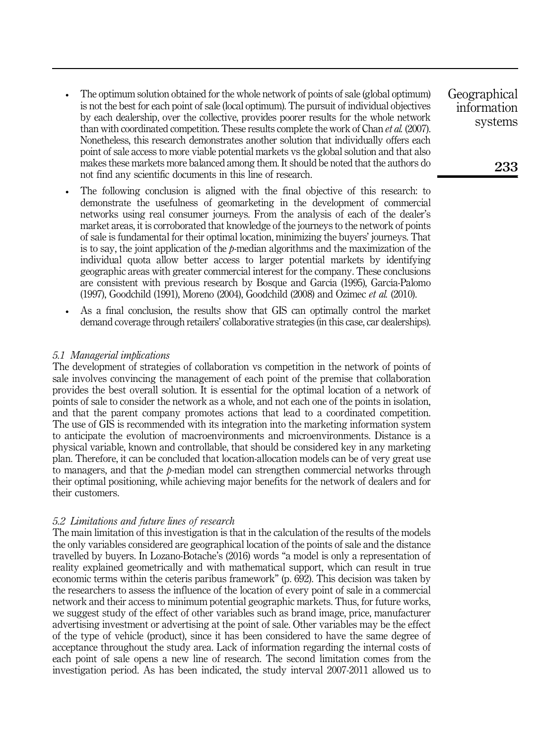- The optimum solution obtained for the whole network of points of sale (global optimum) is not the best for each point of sale (local optimum). The pursuit of individual objectives by each dealership, over the collective, provides poorer results for the whole network than with coordinated competition. These results complete the work of Chan *et al.* (2007). Nonetheless, this research demonstrates another solution that individually offers each point of sale access to more viable potential markets vs the global solution and that also makes these markets more balanced among them. It should be noted that the authors do not find any scientific documents in this line of research.
- The following conclusion is aligned with the final objective of this research: to demonstrate the usefulness of geomarketing in the development of commercial networks using real consumer journeys. From the analysis of each of the dealer's market areas, it is corroborated that knowledge of the journeys to the network of points of sale is fundamental for their optimal location, minimizing the buyers' journeys. That is to say, the joint application of the *p*-median algorithms and the maximization of the individual quota allow better access to larger potential markets by identifying geographic areas with greater commercial interest for the company. These conclusions are consistent with previous research by Bosque and García (1995), García-Palomo (1997), Goodchild (1991), Moreno (2004), Goodchild (2008) and Ozimec *et al.* (2010).
- As a final conclusion, the results show that GIS can optimally control the market demand coverage through retailers' collaborative strategies (in this case, car dealerships).

### *5.1 Managerial implications*

The development of strategies of collaboration vs competition in the network of points of sale involves convincing the management of each point of the premise that collaboration provides the best overall solution. It is essential for the optimal location of a network of points of sale to consider the network as a whole, and not each one of the points in isolation, and that the parent company promotes actions that lead to a coordinated competition. The use of GIS is recommended with its integration into the marketing information system to anticipate the evolution of macroenvironments and microenvironments. Distance is a physical variable, known and controllable, that should be considered key in any marketing plan. Therefore, it can be concluded that location-allocation models can be of very great use to managers, and that the *p*-median model can strengthen commercial networks through their optimal positioning, while achieving major benefits for the network of dealers and for their customers.

### *5.2 Limitations and future lines of research*

The main limitation of this investigation is that in the calculation of the results of the models the only variables considered are geographical location of the points of sale and the distance travelled by buyers. In Lozano-Botache's (2016) words "a model is only a representation of reality explained geometrically and with mathematical support, which can result in true economic terms within the ceteris paribus framework" (p. 692). This decision was taken by the researchers to assess the influence of the location of every point of sale in a commercial network and their access to minimum potential geographic markets. Thus, for future works, we suggest study of the effect of other variables such as brand image, price, manufacturer advertising investment or advertising at the point of sale. Other variables may be the effect of the type of vehicle (product), since it has been considered to have the same degree of acceptance throughout the study area. Lack of information regarding the internal costs of each point of sale opens a new line of research. The second limitation comes from the investigation period. As has been indicated, the study interval 2007-2011 allowed us to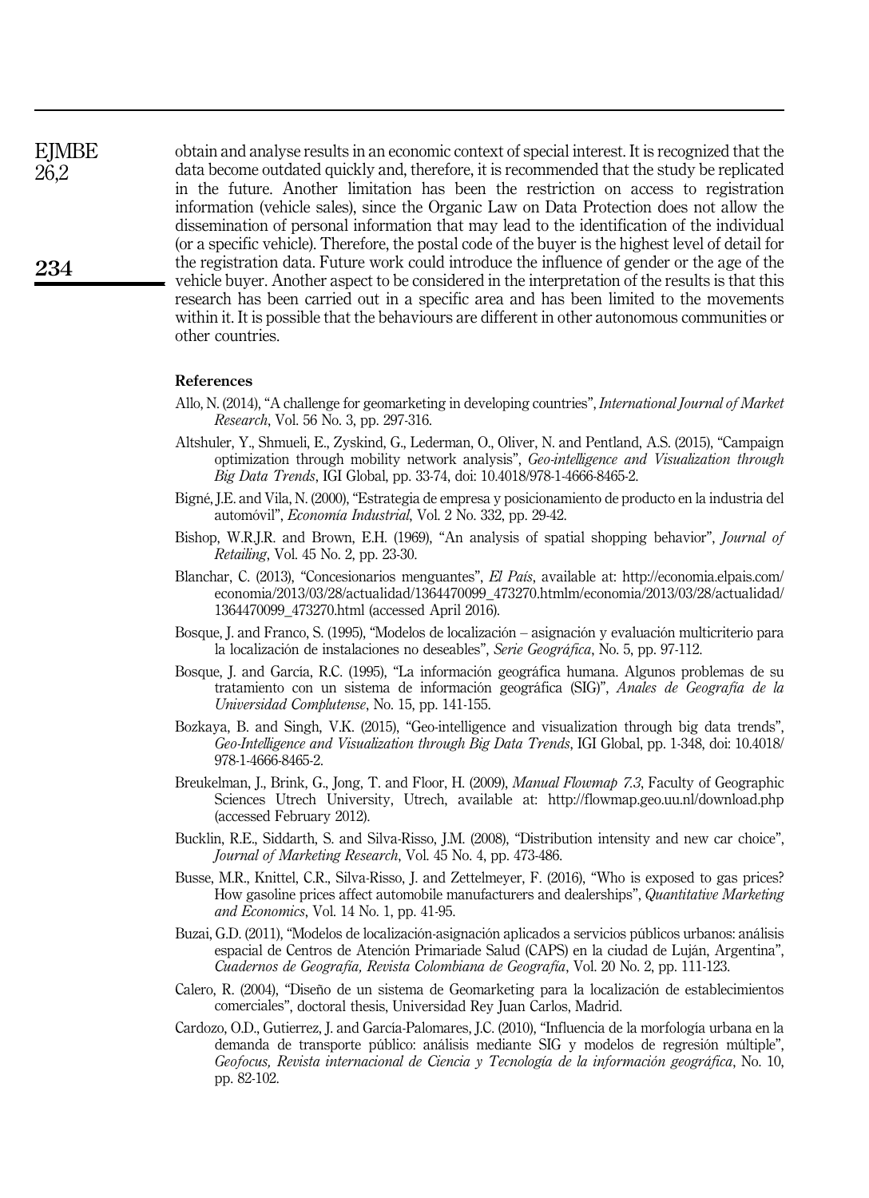obtain and analyse results in an economic context of special interest. It is recognized that the data become outdated quickly and, therefore, it is recommended that the study be replicated in the future. Another limitation has been the restriction on access to registration information (vehicle sales), since the Organic Law on Data Protection does not allow the dissemination of personal information that may lead to the identification of the individual (or a specific vehicle). Therefore, the postal code of the buyer is the highest level of detail for the registration data. Future work could introduce the influence of gender or the age of the vehicle buyer. Another aspect to be considered in the interpretation of the results is that this research has been carried out in a specific area and has been limited to the movements within it. It is possible that the behaviours are different in other autonomous communities or other countries.

#### References

Allo, N. (2014), "A challenge for geomarketing in developing countries", *International Journal of Market Research*, Vol. 56 No. 3, pp. 297-316.

Altshuler, Y., Shmueli, E., Zyskind, G., Lederman, O., Oliver, N. and Pentland, A.S. (2015), "Campaign optimization through mobility network analysis", *Geo-intelligence and Visualization through Big Data Trends*, IGI Global, pp. 33-74, doi: 10.4018/978-1-4666-8465-2.

Bigné, J.E. and Vila, N. (2000), "Estrategia de empresa y posicionamiento de producto en la industria del automóvil", *Economía Industrial*, Vol. 2 No. 332, pp. 29-42.

Bishop, W.R.J.R. and Brown, E.H. (1969), "An analysis of spatial shopping behavior", *Journal of Retailing*, Vol. 45 No. 2, pp. 23-30.

Blanchar, C. (2013), "Concesionarios menguantes", *El País*, available at: http://economia.elpais.com/economia/2013/03/28/actualidad/1364470099_473270.htmlm/economia/2013/03/28/actualidad/1364470099_473270.html (accessed April 2016).

Bosque, J. and Franco, S. (1995), "Modelos de localización – asignación y evaluación multicriterio para la localización de instalaciones no deseables", *Serie Geográfica*, No. 5, pp. 97-112.

Bosque, J. and García, R.C. (1995), "La información geográfica humana. Algunos problemas de su tratamiento con un sistema de información geográfica (SIG)", *Anales de Geografía de la Universidad Complutense*, No. 15, pp. 141-155.

Bozkaya, B. and Singh, V.K. (2015), "Geo-intelligence and visualization through big data trends", *Geo-Intelligence and Visualization through Big Data Trends*, IGI Global, pp. 1-348, doi: 10.4018/978-1-4666-8465-2.

Breukelman, J., Brink, G., Jong, T. and Floor, H. (2009), *Manual Flowmap 7.3*, Faculty of Geographic Sciences Utrech University, Utrech, available at: http://flowmap.geo.uu.nl/download.php (accessed February 2012).

Bucklin, R.E., Siddarth, S. and Silva-Risso, J.M. (2008), "Distribution intensity and new car choice", *Journal of Marketing Research*, Vol. 45 No. 4, pp. 473-486.

Busse, M.R., Knittel, C.R., Silva-Risso, J. and Zettelmeyer, F. (2016), "Who is exposed to gas prices? How gasoline prices affect automobile manufacturers and dealerships", *Quantitative Marketing and Economics*, Vol. 14 No. 1, pp. 41-95.

Buzai, G.D. (2011), "Modelos de localización-asignación aplicados a servicios públicos urbanos: análisis espacial de Centros de Atención Primariade Salud (CAPS) en la ciudad de Luján, Argentina", *Cuadernos de Geografía, Revista Colombiana de Geografía*, Vol. 20 No. 2, pp. 111-123.

Calero, R. (2004), "Diseño de un sistema de Geomarketing para la localización de establecimientos comerciales", doctoral thesis, Universidad Rey Juan Carlos, Madrid.

Cardozo, O.D., Gutierrez, J. and García-Palomares, J.C. (2010), "Influencia de la morfología urbana en la demanda de transporte público: análisis mediante SIG y modelos de regresión múltiple", *Geofocus, Revista internacional de Ciencia y Tecnología de la información geográfica*, No. 10, pp. 82-102.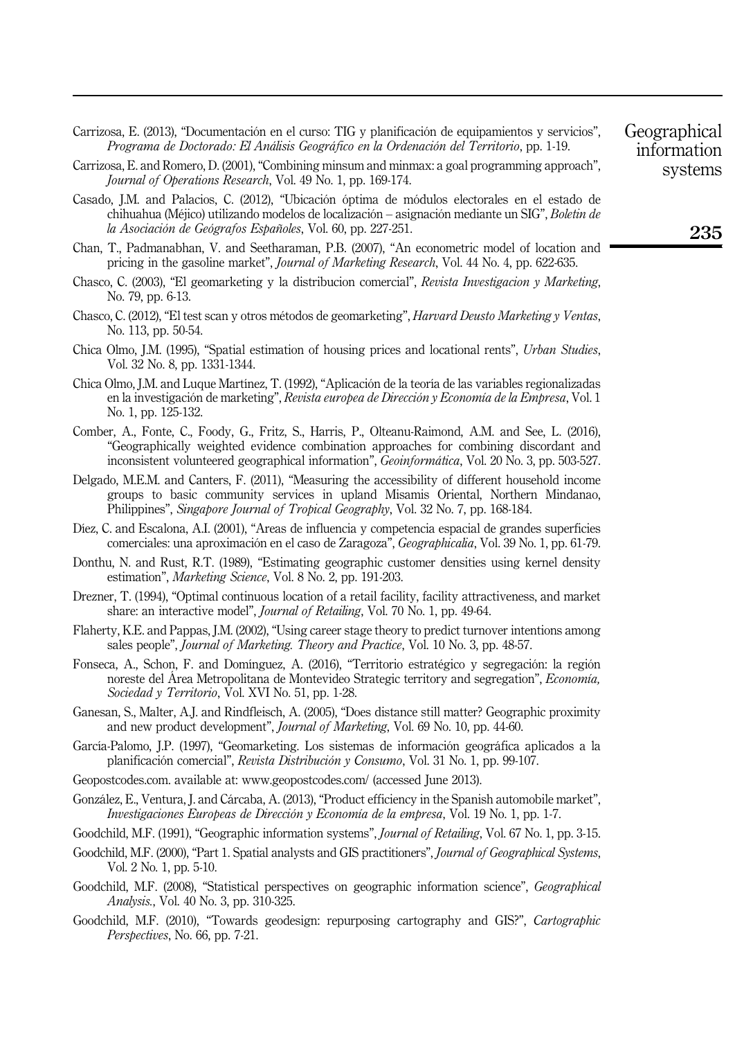Carrizosa, E. (2013), "Documentación en el curso: TIG y planificación de equipamientos y servicios", *Programa de Doctorado: El Análisis Geográfico en la Ordenación del Territorio*, pp. 1-19.

Carrizosa, E. and Romero, D. (2001), "Combining minsum and minmax: a goal programming approach", *Journal of Operations Research*, Vol. 49 No. 1, pp. 169-174.

Casado, J.M. and Palacios, C. (2012), "Ubicación óptima de módulos electorales en el estado de chihuahua (Méjico) utilizando modelos de localización – asignación mediante un SIG", *Boletin de la Asociación de Geógrafos Españoles*, Vol. 60, pp. 227-251.

Chan, T., Padmanabhan, V. and Seetharaman, P.B. (2007), "An econometric model of location and pricing in the gasoline market", *Journal of Marketing Research*, Vol. 44 No. 4, pp. 622-635.

Chasco, C. (2003), "El geomarketing y la distribucion comercial", *Revista Investigacion y Marketing*, No. 79, pp. 6-13.

Chasco, C. (2012), "El test scan y otros métodos de geomarketing", *Harvard Deusto Marketing y Ventas*, No. 113, pp. 50-54.

Chica Olmo, J.M. (1995), "Spatial estimation of housing prices and locational rents", *Urban Studies*, Vol. 32 No. 8, pp. 1331-1344.

Chica Olmo, J.M. and Luque Martínez, T. (1992), "Aplicación de la teoría de las variables regionalizadas en la investigación de marketing", *Revista europea de Dirección y Economía de la Empresa*, Vol. 1 No. 1, pp. 125-132.

Comber, A., Fonte, C., Foody, G., Fritz, S., Harris, P., Olteanu-Raimond, A.M. and See, L. (2016), "Geographically weighted evidence combination approaches for combining discordant and inconsistent volunteered geographical information", *Geoinformática*, Vol. 20 No. 3, pp. 503-527.

Delgado, M.E.M. and Canters, F. (2011), "Measuring the accessibility of different household income groups to basic community services in upland Misamis Oriental, Northern Mindanao, Philippines", *Singapore Journal of Tropical Geography*, Vol. 32 No. 7, pp. 168-184.

Díez, C. and Escalona, A.I. (2001), "Áreas de influencia y competencia espacial de grandes superficies comerciales: una aproximación en el caso de Zaragoza", *Geographicalia*, Vol. 39 No. 1, pp. 61-79.

Donthu, N. and Rust, R.T. (1989), "Estimating geographic customer densities using kernel density estimation", *Marketing Science*, Vol. 8 No. 2, pp. 191-203.

Drezner, T. (1994), "Optimal continuous location of a retail facility, facility attractiveness, and market share: an interactive model", *Journal of Retailing*, Vol. 70 No. 1, pp. 49-64.

Flaherty, K.E. and Pappas, J.M. (2002), "Using career stage theory to predict turnover intentions among sales people", *Journal of Marketing. Theory and Practice*, Vol. 10 No. 3, pp. 48-57.

Fonseca, A., Schon, F. and Domínguez, A. (2016), "Territorio estratégico y segregación: la región noreste del Área Metropolitana de Montevideo Strategic territory and segregation", *Economía, Sociedad y Territorio*, Vol. XVI No. 51, pp. 1-28.

Ganesan, S., Malter, A.J. and Rindfleisch, A. (2005), "Does distance still matter? Geographic proximity and new product development", *Journal of Marketing*, Vol. 69 No. 10, pp. 44-60.

García-Palomo, J.P. (1997), "Geomarketing. Los sistemas de información geográfica aplicados a la planificación comercial", *Revista Distribución y Consumo*, Vol. 31 No. 1, pp. 99-107.

Geopostcodes.com. available at: www.geopostcodes.com/ (accessed June 2013).

González, E., Ventura, J. and Cárcaba, A. (2013), "Product efficiency in the Spanish automobile market", *Investigaciones Europeas de Dirección y Economía de la empresa*, Vol. 19 No. 1, pp. 1-7.

Goodchild, M.F. (1991), "Geographic information systems", *Journal of Retailing*, Vol. 67 No. 1, pp. 3-15.

Goodchild, M.F. (2000), "Part 1. Spatial analysts and GIS practitioners", *Journal of Geographical Systems*, Vol. 2 No. 1, pp. 5-10.

Goodchild, M.F. (2008), "Statistical perspectives on geographic information science", *Geographical Analysis.*, Vol. 40 No. 3, pp. 310-325.

Goodchild, M.F. (2010), "Towards geodesign: repurposing cartography and GIS?", *Cartographic Perspectives*, No. 66, pp. 7-21.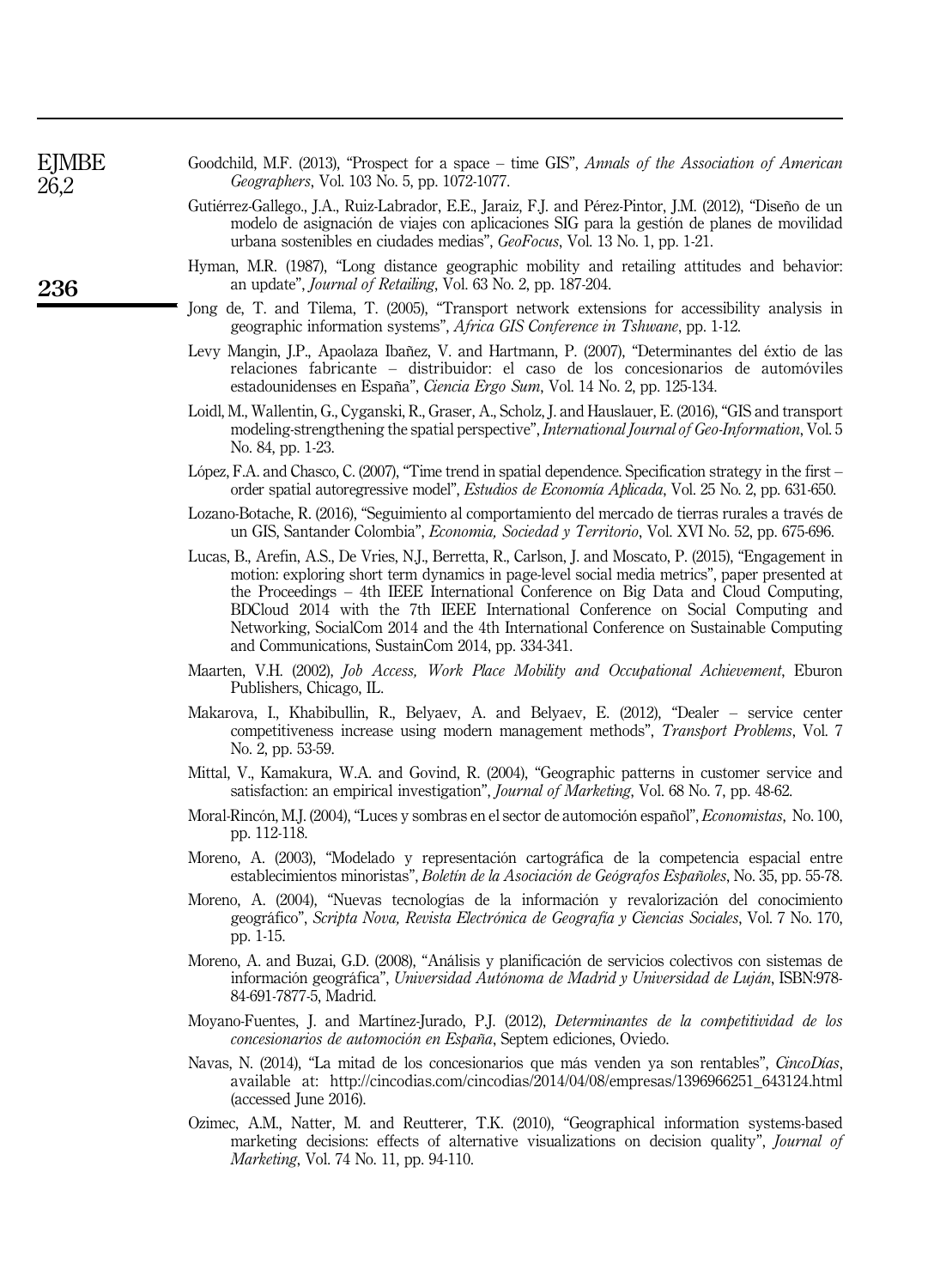Goodchild, M.F. (2013), "Prospect for a space – time GIS", *Annals of the Association of American Geographers*, Vol. 103 No. 5, pp. 1072-1077.

Gutiérrez-Gallego., J.A., Ruiz-Labrador, E.E., Jaraiz, F.J. and Pérez-Pintor, J.M. (2012), "Diseño de un modelo de asignación de viajes con aplicaciones SIG para la gestión de planes de movilidad urbana sostenibles en ciudades medias", *GeoFocus*, Vol. 13 No. 1, pp. 1-21.

Hyman, M.R. (1987), "Long distance geographic mobility and retailing attitudes and behavior: an update", *Journal of Retailing*, Vol. 63 No. 2, pp. 187-204.

Jong de, T. and Tilema, T. (2005), "Transport network extensions for accessibility analysis in geographic information systems", *Africa GIS Conference in Tshwane*, pp. 1-12.

Levy Mangin, J.P., Apaolaza Ibañez, V. and Hartmann, P. (2007), "Determinantes del éxtio de las relaciones fabricante – distribuidor: el caso de los concesionarios de automóviles estadounidenses en España", *Ciencia Ergo Sum*, Vol. 14 No. 2, pp. 125-134.

Loidl, M., Wallentin, G., Cyganski, R., Graser, A., Scholz, J. and Hauslauer, E. (2016), "GIS and transport modeling-strengthening the spatial perspective", *International Journal of Geo-Information*, Vol. 5 No. 84, pp. 1-23.

López, F.A. and Chasco, C. (2007), "Time trend in spatial dependence. Specification strategy in the first – order spatial autoregressive model", *Estudios de Economía Aplicada*, Vol. 25 No. 2, pp. 631-650.

Lozano-Botache, R. (2016), "Seguimiento al comportamiento del mercado de tierras rurales a través de un GIS, Santander Colombia", *Economia, Sociedad y Territorio*, Vol. XVI No. 52, pp. 675-696.

Lucas, B., Arefin, A.S., De Vries, N.J., Berretta, R., Carlson, J. and Moscato, P. (2015), "Engagement in motion: exploring short term dynamics in page-level social media metrics", paper presented at the Proceedings – 4th IEEE International Conference on Big Data and Cloud Computing, BDCloud 2014 with the 7th IEEE International Conference on Social Computing and Networking, SocialCom 2014 and the 4th International Conference on Sustainable Computing and Communications, SustainCom 2014, pp. 334-341.

Maarten, V.H. (2002), *Job Access, Work Place Mobility and Occupational Achievement*, Eburon Publishers, Chicago, IL.

Makarova, I., Khabibullin, R., Belyaev, A. and Belyaev, E. (2012), "Dealer – service center competitiveness increase using modern management methods", *Transport Problems*, Vol. 7 No. 2, pp. 53-59.

Mittal, V., Kamakura, W.A. and Govind, R. (2004), "Geographic patterns in customer service and satisfaction: an empirical investigation", *Journal of Marketing*, Vol. 68 No. 7, pp. 48-62.

Moral-Rincón, M.J. (2004), "Luces y sombras en el sector de automoción español", *Economistas*, No. 100, pp. 112-118.

Moreno, A. (2003), "Modelado y representación cartográfica de la competencia espacial entre establecimientos minoristas", *Boletín de la Asociación de Geógrafos Españoles*, No. 35, pp. 55-78.

Moreno, A. (2004), "Nuevas tecnologías de la información y revalorización del conocimiento geográfico", *Scripta Nova, Revista Electrónica de Geografía y Ciencias Sociales*, Vol. 7 No. 170, pp. 1-15.

Moreno, A. and Buzai, G.D. (2008), "Análisis y planificación de servicios colectivos con sistemas de información geográfica", *Universidad Autónoma de Madrid y Universidad de Luján*, ISBN:978-84-691-7877-5, Madrid.

Moyano-Fuentes, J. and Martínez-Jurado, P.J. (2012), *Determinantes de la competitividad de los concesionarios de automoción en España*, Septem ediciones, Oviedo.

Navas, N. (2014), "La mitad de los concesionarios que más venden ya son rentables", *CincoDías*, available at: http://cincodias.com/cincodias/2014/04/08/empresas/1396966251_643124.html (accessed June 2016).

Ozimec, A.M., Natter, M. and Reutterer, T.K. (2010), "Geographical information systems-based marketing decisions: effects of alternative visualizations on decision quality", *Journal of Marketing*, Vol. 74 No. 11, pp. 94-110.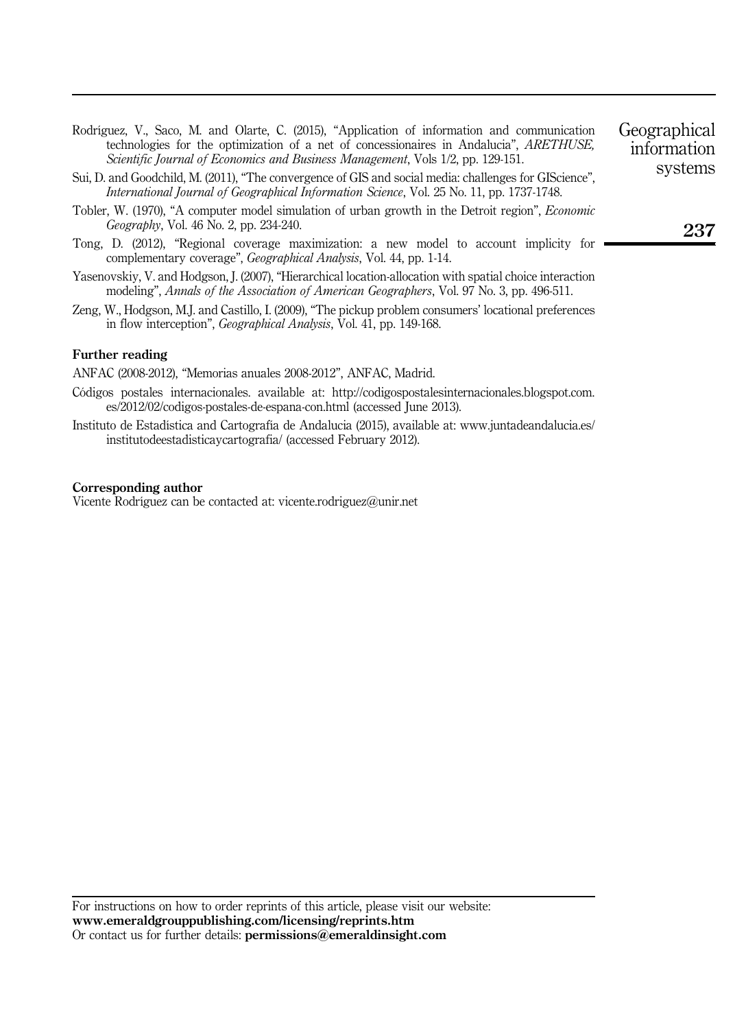Rodríguez, V., Saco, M. and Olarte, C. (2015), "Application of information and communication technologies for the optimization of a net of concessionaires in Andalucia", *ARETHUSE, Scientific Journal of Economics and Business Management*, Vols 1/2, pp. 129-151.

Sui, D. and Goodchild, M. (2011), "The convergence of GIS and social media: challenges for GIScience", *International Journal of Geographical Information Science*, Vol. 25 No. 11, pp. 1737-1748.

Tobler, W. (1970), "A computer model simulation of urban growth in the Detroit region", *Economic Geography*, Vol. 46 No. 2, pp. 234-240.

Tong, D. (2012), "Regional coverage maximization: a new model to account implicity for complementary coverage", *Geographical Analysis*, Vol. 44, pp. 1-14.

Yasenovskiy, V. and Hodgson, J. (2007), "Hierarchical location-allocation with spatial choice interaction modeling", *Annals of the Association of American Geographers*, Vol. 97 No. 3, pp. 496-511.

Zeng, W., Hodgson, M.J. and Castillo, I. (2009), "The pickup problem consumers' locational preferences in flow interception", *Geographical Analysis*, Vol. 41, pp. 149-168.

## Further reading

ANFAC (2008-2012), "Memorias anuales 2008-2012", ANFAC, Madrid.

Códigos postales internacionales. available at: http://codigospostalesinternacionales.blogspot.com.es/2012/02/codigos-postales-de-espana-con.html (accessed June 2013).

Instituto de Estadística and Cartografía de Andalucia (2015), available at: www.juntadeandalucia.es/institutodeestadisticaycartografia/ (accessed February 2012).

## Corresponding author

Vicente Rodríguez can be contacted at: vicente.rodriguez@unir.net

For instructions on how to order reprints of this article, please visit our website:
**www.emeraldgrouppublishing.com/licensing/reprints.htm**
Or contact us for further details: **permissions@emeraldinsight.com**